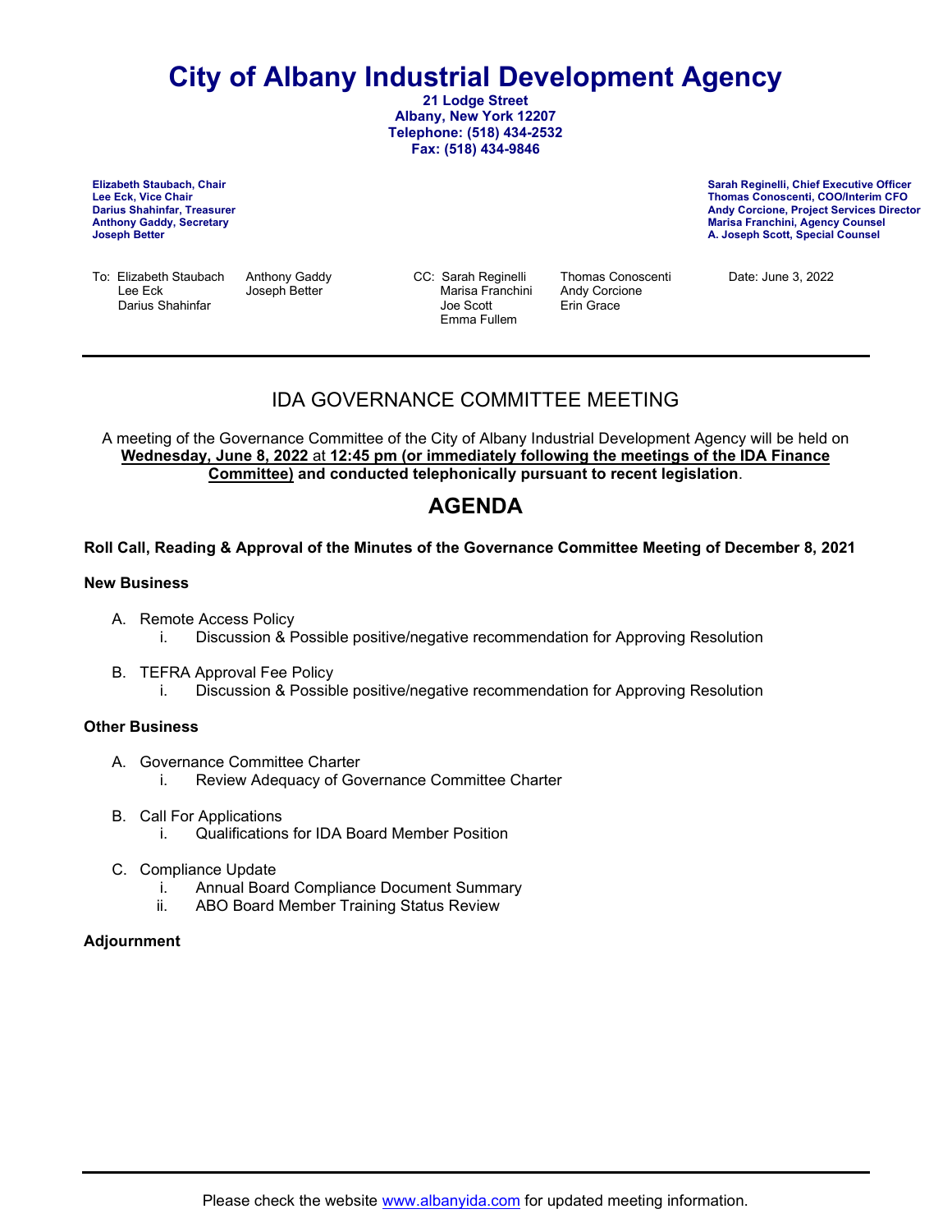# City of Albany Industrial Development Agency

**21 Lodge Street**
**Albany, New York 12207**
**Telephone: (518) 434-2532**
**Fax: (518) 434-9846**

**Elizabeth Staubach, Chair**
**Lee Eck, Vice Chair**
**Darius Shahinfar, Treasurer**
**Anthony Gaddy, Secretary**
**Joseph Better**

**Sarah Reginelli, Chief Executive Officer**
**Thomas Conoscenti, COO/Interim CFO**
**Andy Corcione, Project Services Director**
**Marisa Franchini, Agency Counsel**
**A. Joseph Scott, Special Counsel**

To: Elizabeth Staubach, Lee Eck, Darius Shahinfar, Anthony Gaddy, Joseph Better

CC: Sarah Reginelli, Marisa Franchini, Joe Scott, Emma Fullem, Thomas Conoscenti, Andy Corcione, Erin Grace

Date: June 3, 2022

---

## IDA GOVERNANCE COMMITTEE MEETING

A meeting of the Governance Committee of the City of Albany Industrial Development Agency will be held on **Wednesday, June 8, 2022** at **12:45 pm (or immediately following the meetings of the IDA Finance Committee) and conducted telephonically pursuant to recent legislation**.

## AGENDA

**Roll Call, Reading & Approval of the Minutes of the Governance Committee Meeting of December 8, 2021**

**New Business**

A. Remote Access Policy
   i. Discussion & Possible positive/negative recommendation for Approving Resolution

B. TEFRA Approval Fee Policy
   i. Discussion & Possible positive/negative recommendation for Approving Resolution

**Other Business**

A. Governance Committee Charter
   i. Review Adequacy of Governance Committee Charter

B. Call For Applications
   i. Qualifications for IDA Board Member Position

C. Compliance Update
   i. Annual Board Compliance Document Summary
   ii. ABO Board Member Training Status Review

**Adjournment**

---

Please check the website www.albanyida.com for updated meeting information.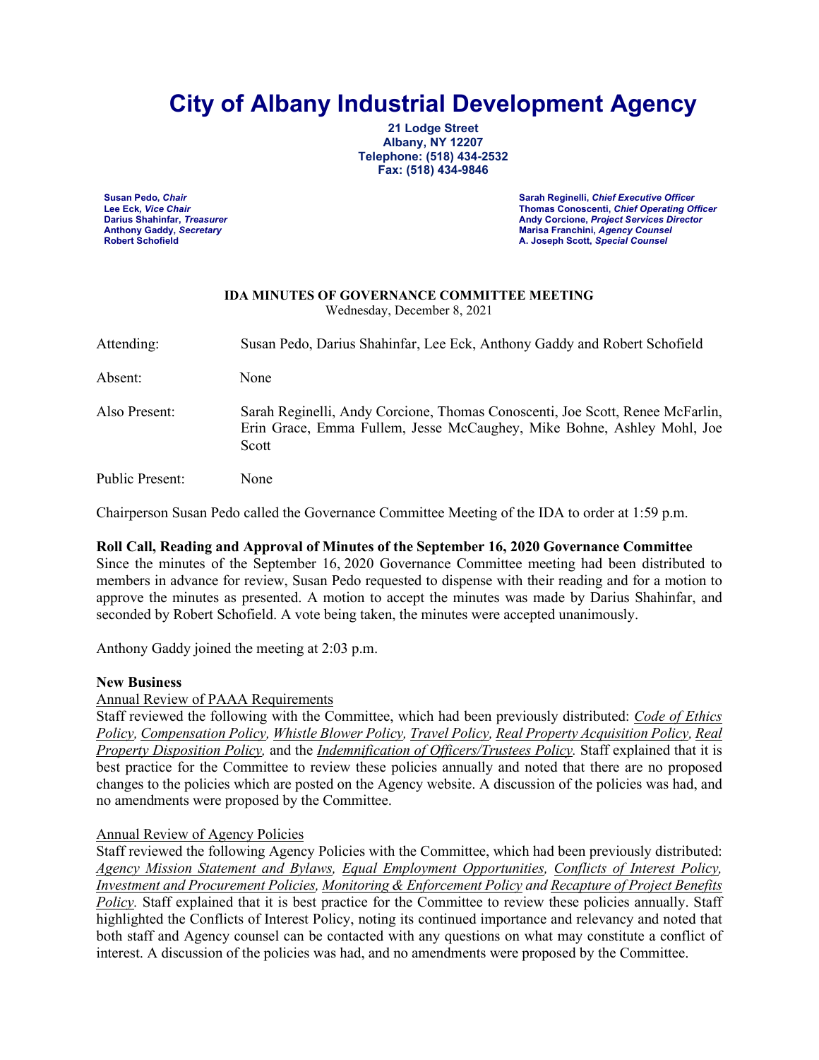# City of Albany Industrial Development Agency

**21 Lodge Street**
**Albany, NY 12207**
**Telephone: (518) 434-2532**
**Fax: (518) 434-9846**

**Susan Pedo,** ***Chair***
**Lee Eck,** ***Vice Chair***
**Darius Shahinfar,** ***Treasurer***
**Anthony Gaddy,** ***Secretary***
**Robert Schofield**

**Sarah Reginelli,** ***Chief Executive Officer***
**Thomas Conoscenti,** ***Chief Operating Officer***
**Andy Corcione,** ***Project Services Director***
**Marisa Franchini,** ***Agency Counsel***
**A. Joseph Scott,** ***Special Counsel***

**IDA MINUTES OF GOVERNANCE COMMITTEE MEETING**
Wednesday, December 8, 2021

Attending: Susan Pedo, Darius Shahinfar, Lee Eck, Anthony Gaddy and Robert Schofield

Absent: None

Also Present: Sarah Reginelli, Andy Corcione, Thomas Conoscenti, Joe Scott, Renee McFarlin, Erin Grace, Emma Fullem, Jesse McCaughey, Mike Bohne, Ashley Mohl, Joe Scott

Public Present: None

Chairperson Susan Pedo called the Governance Committee Meeting of the IDA to order at 1:59 p.m.

**Roll Call, Reading and Approval of Minutes of the September 16, 2020 Governance Committee**

Since the minutes of the September 16, 2020 Governance Committee meeting had been distributed to members in advance for review, Susan Pedo requested to dispense with their reading and for a motion to approve the minutes as presented. A motion to accept the minutes was made by Darius Shahinfar, and seconded by Robert Schofield. A vote being taken, the minutes were accepted unanimously.

Anthony Gaddy joined the meeting at 2:03 p.m.

**New Business**

Annual Review of PAAA Requirements

Staff reviewed the following with the Committee, which had been previously distributed: *Code of Ethics Policy, Compensation Policy, Whistle Blower Policy, Travel Policy, Real Property Acquisition Policy, Real Property Disposition Policy,* and the *Indemnification of Officers/Trustees Policy.* Staff explained that it is best practice for the Committee to review these policies annually and noted that there are no proposed changes to the policies which are posted on the Agency website. A discussion of the policies was had, and no amendments were proposed by the Committee.

Annual Review of Agency Policies

Staff reviewed the following Agency Policies with the Committee, which had been previously distributed: *Agency Mission Statement and Bylaws, Equal Employment Opportunities, Conflicts of Interest Policy, Investment and Procurement Policies, Monitoring & Enforcement Policy* and *Recapture of Project Benefits Policy.* Staff explained that it is best practice for the Committee to review these policies annually. Staff highlighted the Conflicts of Interest Policy, noting its continued importance and relevancy and noted that both staff and Agency counsel can be contacted with any questions on what may constitute a conflict of interest. A discussion of the policies was had, and no amendments were proposed by the Committee.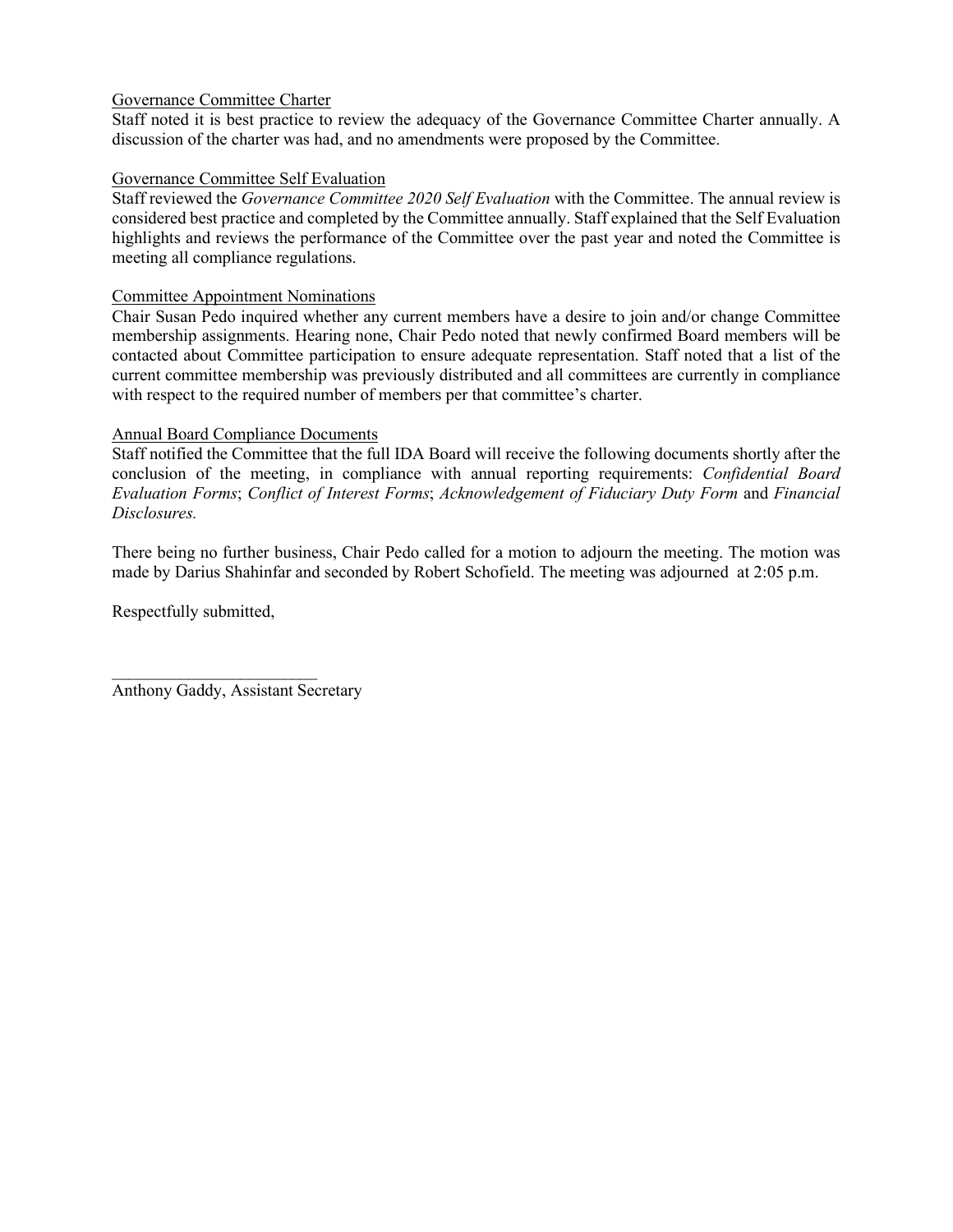Governance Committee Charter

Staff noted it is best practice to review the adequacy of the Governance Committee Charter annually. A discussion of the charter was had, and no amendments were proposed by the Committee.

Governance Committee Self Evaluation

Staff reviewed the *Governance Committee 2020 Self Evaluation* with the Committee. The annual review is considered best practice and completed by the Committee annually. Staff explained that the Self Evaluation highlights and reviews the performance of the Committee over the past year and noted the Committee is meeting all compliance regulations.

Committee Appointment Nominations

Chair Susan Pedo inquired whether any current members have a desire to join and/or change Committee membership assignments. Hearing none, Chair Pedo noted that newly confirmed Board members will be contacted about Committee participation to ensure adequate representation. Staff noted that a list of the current committee membership was previously distributed and all committees are currently in compliance with respect to the required number of members per that committee's charter.

Annual Board Compliance Documents

Staff notified the Committee that the full IDA Board will receive the following documents shortly after the conclusion of the meeting, in compliance with annual reporting requirements: *Confidential Board Evaluation Forms*; *Conflict of Interest Forms*; *Acknowledgement of Fiduciary Duty Form* and *Financial Disclosures.*

There being no further business, Chair Pedo called for a motion to adjourn the meeting. The motion was made by Darius Shahinfar and seconded by Robert Schofield. The meeting was adjourned at 2:05 p.m.

Respectfully submitted,

\_\_\_\_\_\_\_\_\_\_\_\_\_\_\_\_\_\_\_\_\_\_\_\_\_

Anthony Gaddy, Assistant Secretary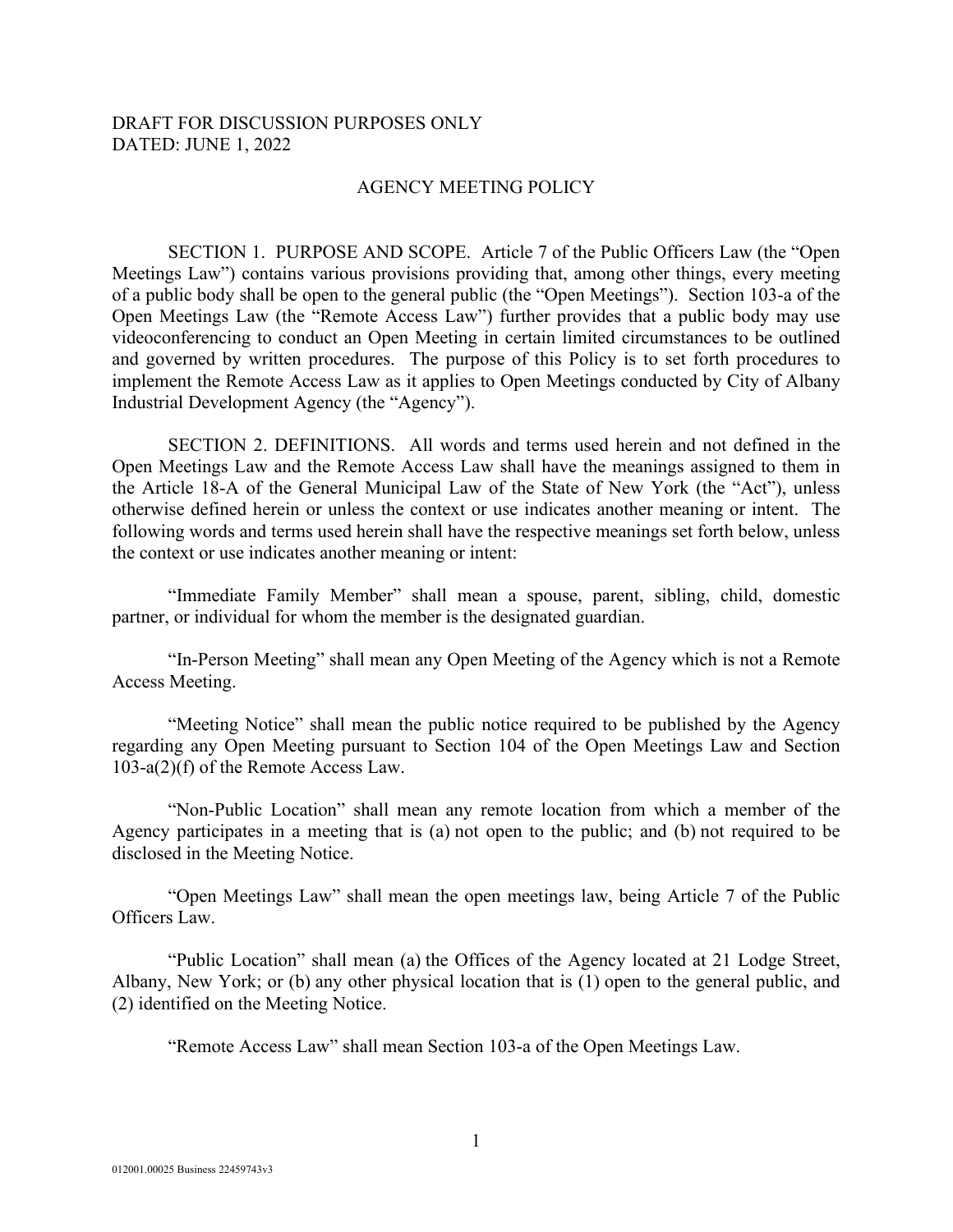DRAFT FOR DISCUSSION PURPOSES ONLY
DATED: JUNE 1, 2022

AGENCY MEETING POLICY

SECTION 1. PURPOSE AND SCOPE. Article 7 of the Public Officers Law (the "Open Meetings Law") contains various provisions providing that, among other things, every meeting of a public body shall be open to the general public (the "Open Meetings"). Section 103-a of the Open Meetings Law (the "Remote Access Law") further provides that a public body may use videoconferencing to conduct an Open Meeting in certain limited circumstances to be outlined and governed by written procedures. The purpose of this Policy is to set forth procedures to implement the Remote Access Law as it applies to Open Meetings conducted by City of Albany Industrial Development Agency (the "Agency").

SECTION 2. DEFINITIONS. All words and terms used herein and not defined in the Open Meetings Law and the Remote Access Law shall have the meanings assigned to them in the Article 18-A of the General Municipal Law of the State of New York (the "Act"), unless otherwise defined herein or unless the context or use indicates another meaning or intent. The following words and terms used herein shall have the respective meanings set forth below, unless the context or use indicates another meaning or intent:

"Immediate Family Member" shall mean a spouse, parent, sibling, child, domestic partner, or individual for whom the member is the designated guardian.

"In-Person Meeting" shall mean any Open Meeting of the Agency which is not a Remote Access Meeting.

"Meeting Notice" shall mean the public notice required to be published by the Agency regarding any Open Meeting pursuant to Section 104 of the Open Meetings Law and Section 103-a(2)(f) of the Remote Access Law.

"Non-Public Location" shall mean any remote location from which a member of the Agency participates in a meeting that is (a) not open to the public; and (b) not required to be disclosed in the Meeting Notice.

"Open Meetings Law" shall mean the open meetings law, being Article 7 of the Public Officers Law.

"Public Location" shall mean (a) the Offices of the Agency located at 21 Lodge Street, Albany, New York; or (b) any other physical location that is (1) open to the general public, and (2) identified on the Meeting Notice.

"Remote Access Law" shall mean Section 103-a of the Open Meetings Law.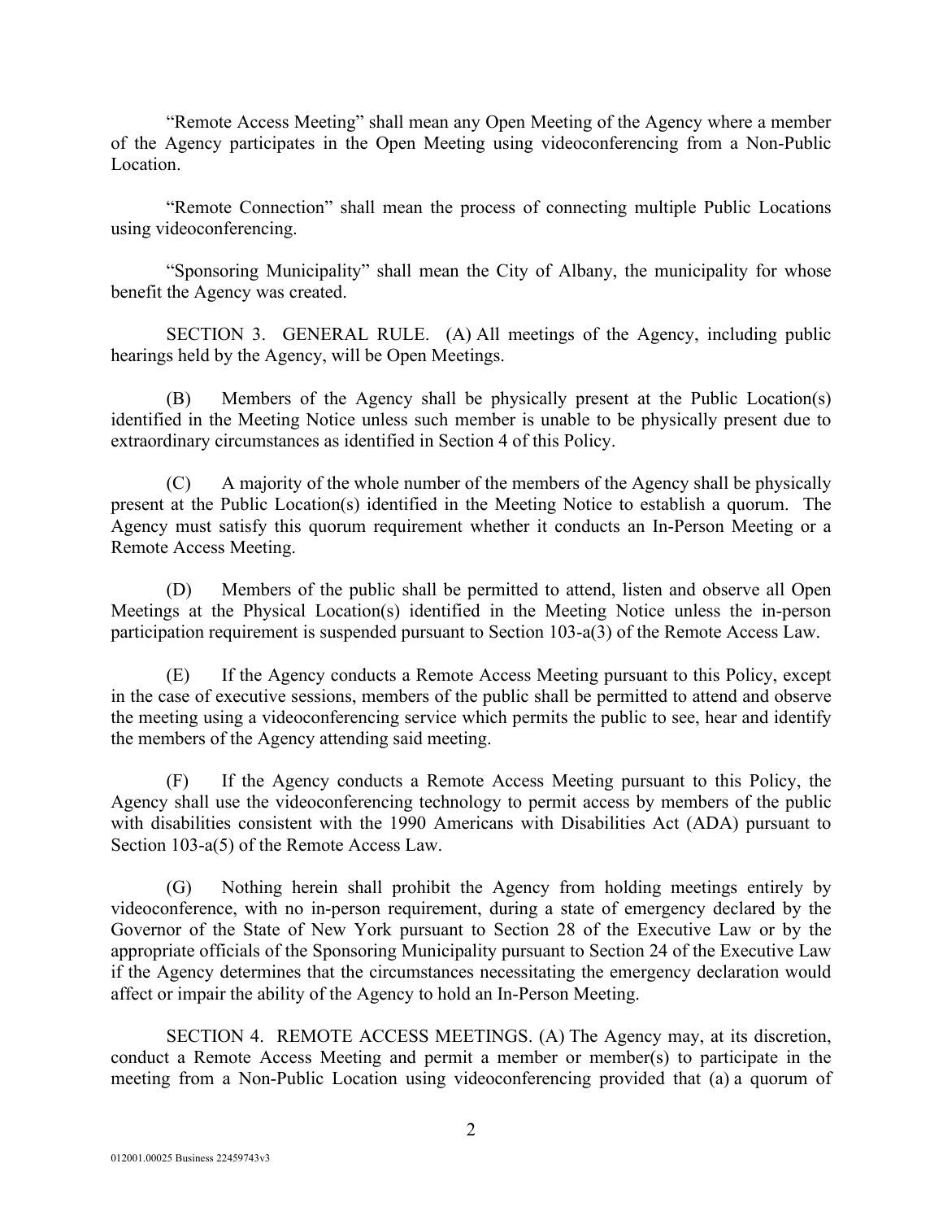"Remote Access Meeting" shall mean any Open Meeting of the Agency where a member of the Agency participates in the Open Meeting using videoconferencing from a Non-Public Location.

"Remote Connection" shall mean the process of connecting multiple Public Locations using videoconferencing.

"Sponsoring Municipality" shall mean the City of Albany, the municipality for whose benefit the Agency was created.

SECTION 3. GENERAL RULE. (A) All meetings of the Agency, including public hearings held by the Agency, will be Open Meetings.

(B) Members of the Agency shall be physically present at the Public Location(s) identified in the Meeting Notice unless such member is unable to be physically present due to extraordinary circumstances as identified in Section 4 of this Policy.

(C) A majority of the whole number of the members of the Agency shall be physically present at the Public Location(s) identified in the Meeting Notice to establish a quorum. The Agency must satisfy this quorum requirement whether it conducts an In-Person Meeting or a Remote Access Meeting.

(D) Members of the public shall be permitted to attend, listen and observe all Open Meetings at the Physical Location(s) identified in the Meeting Notice unless the in-person participation requirement is suspended pursuant to Section 103-a(3) of the Remote Access Law.

(E) If the Agency conducts a Remote Access Meeting pursuant to this Policy, except in the case of executive sessions, members of the public shall be permitted to attend and observe the meeting using a videoconferencing service which permits the public to see, hear and identify the members of the Agency attending said meeting.

(F) If the Agency conducts a Remote Access Meeting pursuant to this Policy, the Agency shall use the videoconferencing technology to permit access by members of the public with disabilities consistent with the 1990 Americans with Disabilities Act (ADA) pursuant to Section 103-a(5) of the Remote Access Law.

(G) Nothing herein shall prohibit the Agency from holding meetings entirely by videoconference, with no in-person requirement, during a state of emergency declared by the Governor of the State of New York pursuant to Section 28 of the Executive Law or by the appropriate officials of the Sponsoring Municipality pursuant to Section 24 of the Executive Law if the Agency determines that the circumstances necessitating the emergency declaration would affect or impair the ability of the Agency to hold an In-Person Meeting.

SECTION 4. REMOTE ACCESS MEETINGS. (A) The Agency may, at its discretion, conduct a Remote Access Meeting and permit a member or member(s) to participate in the meeting from a Non-Public Location using videoconferencing provided that (a) a quorum of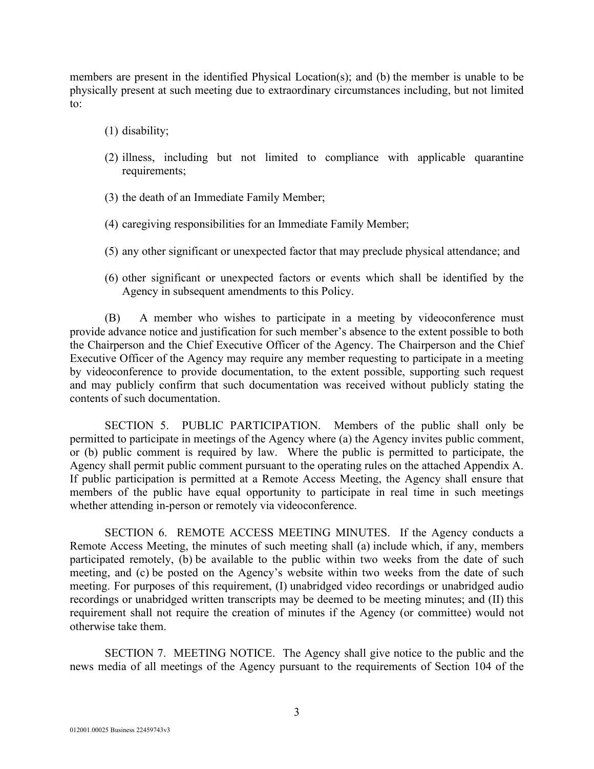members are present in the identified Physical Location(s); and (b) the member is unable to be physically present at such meeting due to extraordinary circumstances including, but not limited to:

(1) disability;

(2) illness, including but not limited to compliance with applicable quarantine requirements;

(3) the death of an Immediate Family Member;

(4) caregiving responsibilities for an Immediate Family Member;

(5) any other significant or unexpected factor that may preclude physical attendance; and

(6) other significant or unexpected factors or events which shall be identified by the Agency in subsequent amendments to this Policy.

(B) A member who wishes to participate in a meeting by videoconference must provide advance notice and justification for such member's absence to the extent possible to both the Chairperson and the Chief Executive Officer of the Agency. The Chairperson and the Chief Executive Officer of the Agency may require any member requesting to participate in a meeting by videoconference to provide documentation, to the extent possible, supporting such request and may publicly confirm that such documentation was received without publicly stating the contents of such documentation.

SECTION 5. PUBLIC PARTICIPATION. Members of the public shall only be permitted to participate in meetings of the Agency where (a) the Agency invites public comment, or (b) public comment is required by law. Where the public is permitted to participate, the Agency shall permit public comment pursuant to the operating rules on the attached Appendix A. If public participation is permitted at a Remote Access Meeting, the Agency shall ensure that members of the public have equal opportunity to participate in real time in such meetings whether attending in-person or remotely via videoconference.

SECTION 6. REMOTE ACCESS MEETING MINUTES. If the Agency conducts a Remote Access Meeting, the minutes of such meeting shall (a) include which, if any, members participated remotely, (b) be available to the public within two weeks from the date of such meeting, and (c) be posted on the Agency's website within two weeks from the date of such meeting. For purposes of this requirement, (I) unabridged video recordings or unabridged audio recordings or unabridged written transcripts may be deemed to be meeting minutes; and (II) this requirement shall not require the creation of minutes if the Agency (or committee) would not otherwise take them.

SECTION 7. MEETING NOTICE. The Agency shall give notice to the public and the news media of all meetings of the Agency pursuant to the requirements of Section 104 of the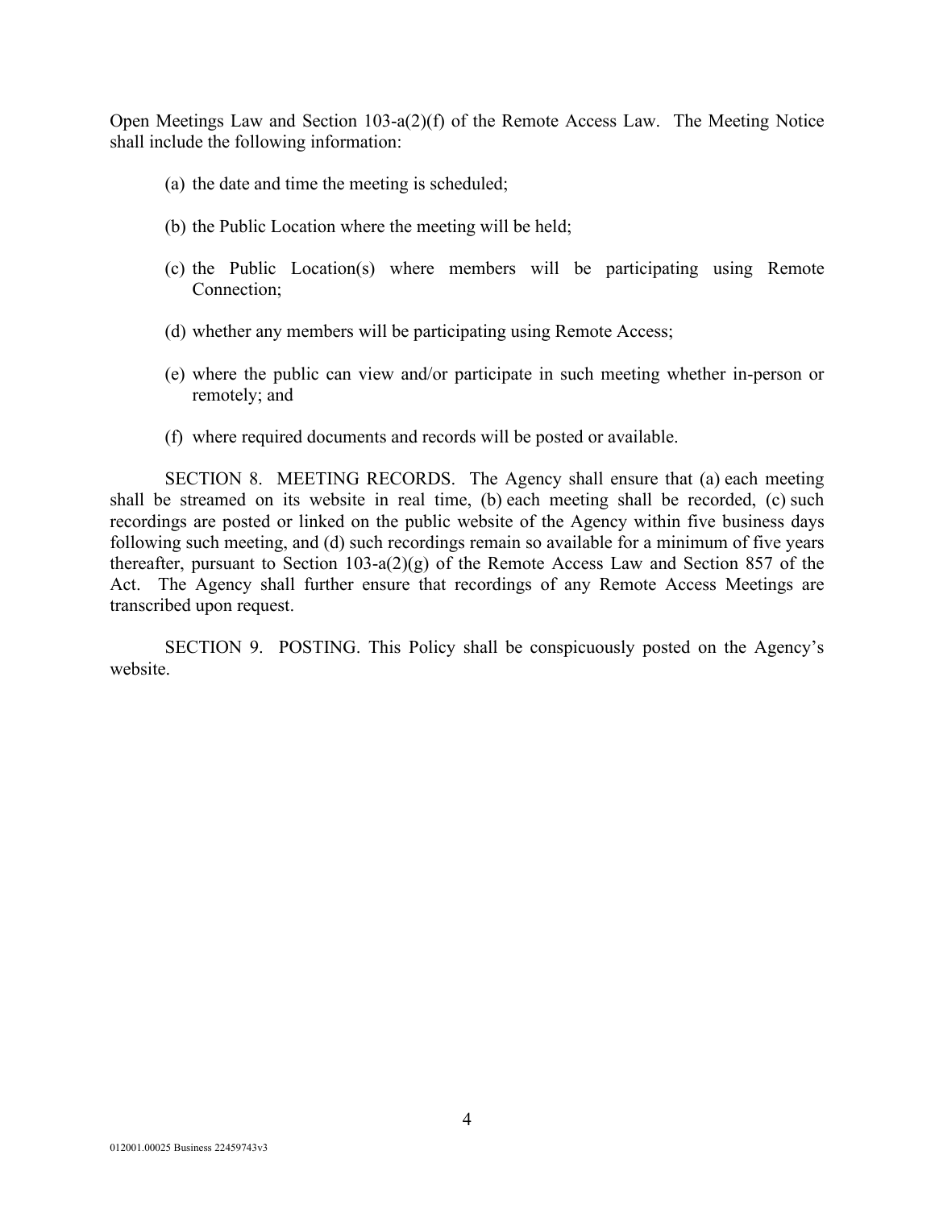Open Meetings Law and Section 103-a(2)(f) of the Remote Access Law. The Meeting Notice shall include the following information:

(a) the date and time the meeting is scheduled;

(b) the Public Location where the meeting will be held;

(c) the Public Location(s) where members will be participating using Remote Connection;

(d) whether any members will be participating using Remote Access;

(e) where the public can view and/or participate in such meeting whether in-person or remotely; and

(f) where required documents and records will be posted or available.

SECTION 8. MEETING RECORDS. The Agency shall ensure that (a) each meeting shall be streamed on its website in real time, (b) each meeting shall be recorded, (c) such recordings are posted or linked on the public website of the Agency within five business days following such meeting, and (d) such recordings remain so available for a minimum of five years thereafter, pursuant to Section 103-a(2)(g) of the Remote Access Law and Section 857 of the Act. The Agency shall further ensure that recordings of any Remote Access Meetings are transcribed upon request.

SECTION 9. POSTING. This Policy shall be conspicuously posted on the Agency's website.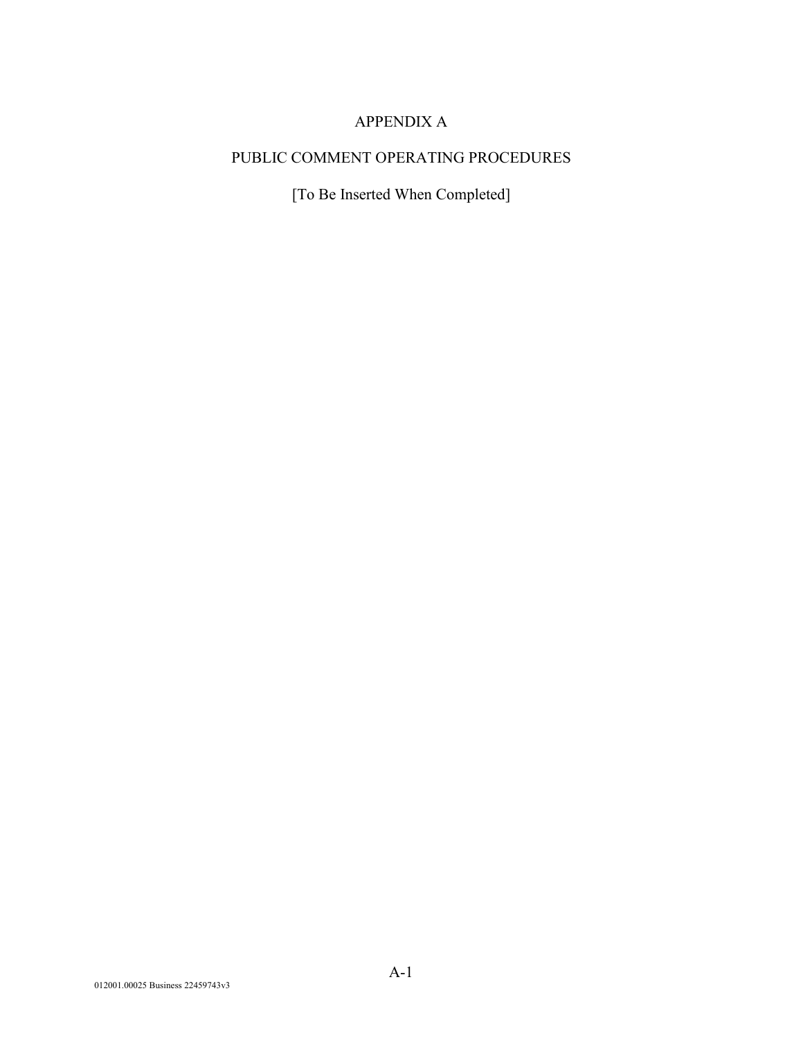# APPENDIX A

## PUBLIC COMMENT OPERATING PROCEDURES

[To Be Inserted When Completed]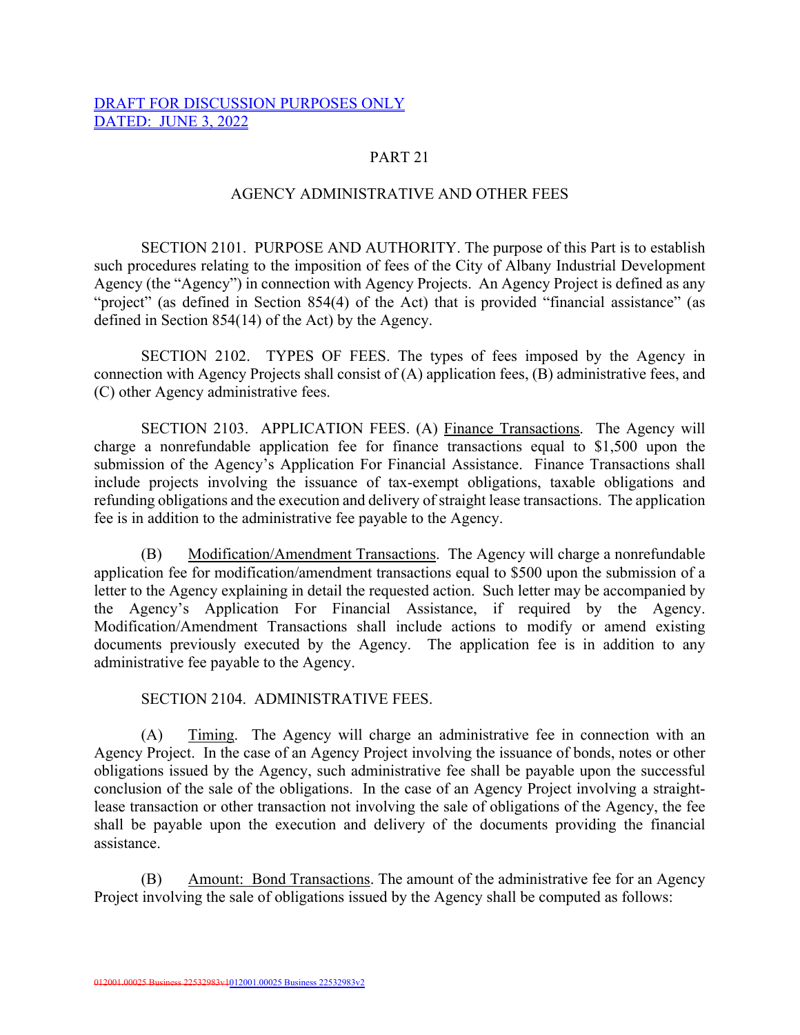DRAFT FOR DISCUSSION PURPOSES ONLY
DATED: JUNE 3, 2022

# PART 21

## AGENCY ADMINISTRATIVE AND OTHER FEES

SECTION 2101. PURPOSE AND AUTHORITY. The purpose of this Part is to establish such procedures relating to the imposition of fees of the City of Albany Industrial Development Agency (the "Agency") in connection with Agency Projects. An Agency Project is defined as any "project" (as defined in Section 854(4) of the Act) that is provided "financial assistance" (as defined in Section 854(14) of the Act) by the Agency.

SECTION 2102. TYPES OF FEES. The types of fees imposed by the Agency in connection with Agency Projects shall consist of (A) application fees, (B) administrative fees, and (C) other Agency administrative fees.

SECTION 2103. APPLICATION FEES. (A) Finance Transactions. The Agency will charge a nonrefundable application fee for finance transactions equal to $1,500 upon the submission of the Agency's Application For Financial Assistance. Finance Transactions shall include projects involving the issuance of tax-exempt obligations, taxable obligations and refunding obligations and the execution and delivery of straight lease transactions. The application fee is in addition to the administrative fee payable to the Agency.

(B) Modification/Amendment Transactions. The Agency will charge a nonrefundable application fee for modification/amendment transactions equal to $500 upon the submission of a letter to the Agency explaining in detail the requested action. Such letter may be accompanied by the Agency's Application For Financial Assistance, if required by the Agency. Modification/Amendment Transactions shall include actions to modify or amend existing documents previously executed by the Agency. The application fee is in addition to any administrative fee payable to the Agency.

SECTION 2104. ADMINISTRATIVE FEES.

(A) Timing. The Agency will charge an administrative fee in connection with an Agency Project. In the case of an Agency Project involving the issuance of bonds, notes or other obligations issued by the Agency, such administrative fee shall be payable upon the successful conclusion of the sale of the obligations. In the case of an Agency Project involving a straight-lease transaction or other transaction not involving the sale of obligations of the Agency, the fee shall be payable upon the execution and delivery of the documents providing the financial assistance.

(B) Amount: Bond Transactions. The amount of the administrative fee for an Agency Project involving the sale of obligations issued by the Agency shall be computed as follows: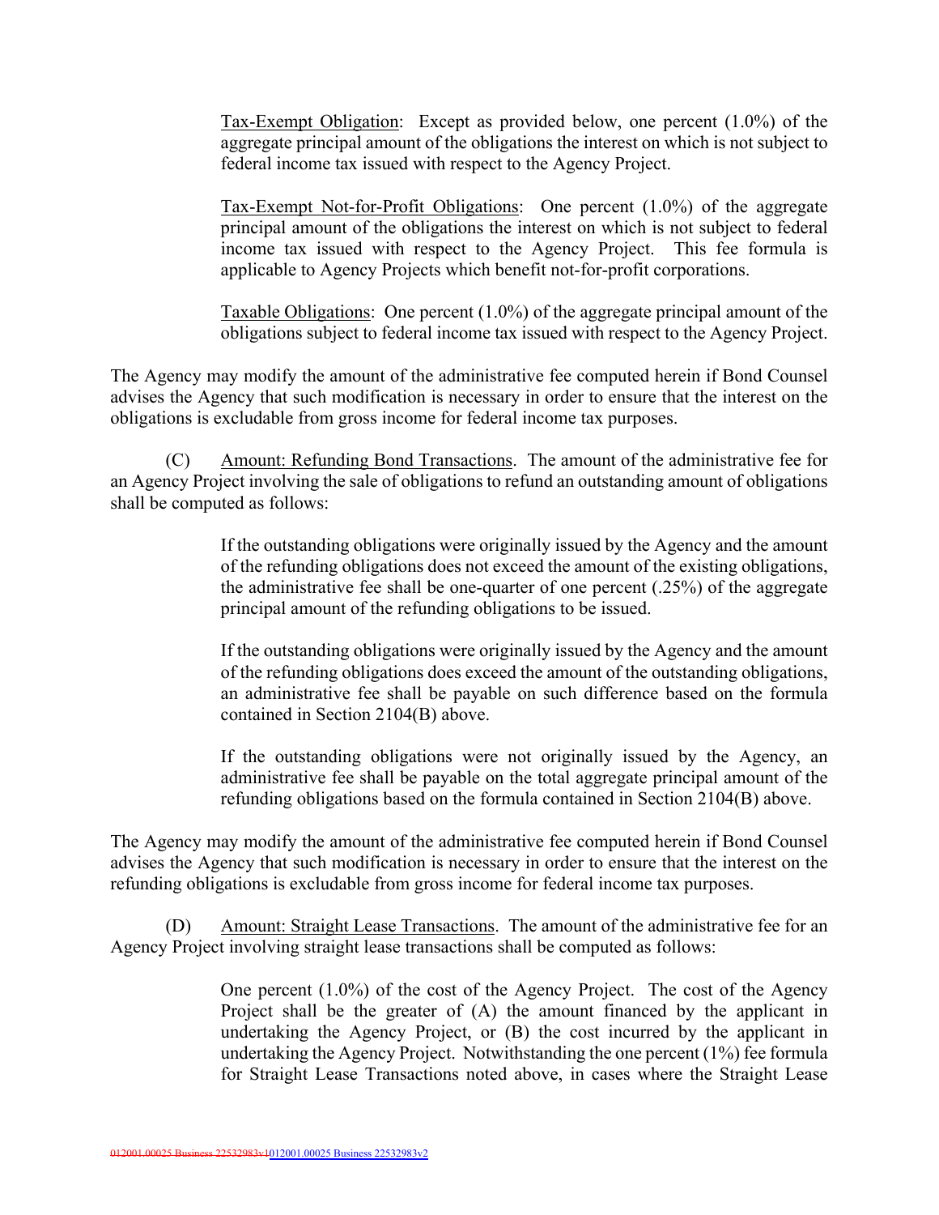Tax-Exempt Obligation: Except as provided below, one percent (1.0%) of the aggregate principal amount of the obligations the interest on which is not subject to federal income tax issued with respect to the Agency Project.

Tax-Exempt Not-for-Profit Obligations: One percent (1.0%) of the aggregate principal amount of the obligations the interest on which is not subject to federal income tax issued with respect to the Agency Project. This fee formula is applicable to Agency Projects which benefit not-for-profit corporations.

Taxable Obligations: One percent (1.0%) of the aggregate principal amount of the obligations subject to federal income tax issued with respect to the Agency Project.

The Agency may modify the amount of the administrative fee computed herein if Bond Counsel advises the Agency that such modification is necessary in order to ensure that the interest on the obligations is excludable from gross income for federal income tax purposes.

(C) Amount: Refunding Bond Transactions. The amount of the administrative fee for an Agency Project involving the sale of obligations to refund an outstanding amount of obligations shall be computed as follows:

If the outstanding obligations were originally issued by the Agency and the amount of the refunding obligations does not exceed the amount of the existing obligations, the administrative fee shall be one-quarter of one percent (.25%) of the aggregate principal amount of the refunding obligations to be issued.

If the outstanding obligations were originally issued by the Agency and the amount of the refunding obligations does exceed the amount of the outstanding obligations, an administrative fee shall be payable on such difference based on the formula contained in Section 2104(B) above.

If the outstanding obligations were not originally issued by the Agency, an administrative fee shall be payable on the total aggregate principal amount of the refunding obligations based on the formula contained in Section 2104(B) above.

The Agency may modify the amount of the administrative fee computed herein if Bond Counsel advises the Agency that such modification is necessary in order to ensure that the interest on the refunding obligations is excludable from gross income for federal income tax purposes.

(D) Amount: Straight Lease Transactions. The amount of the administrative fee for an Agency Project involving straight lease transactions shall be computed as follows:

One percent (1.0%) of the cost of the Agency Project. The cost of the Agency Project shall be the greater of (A) the amount financed by the applicant in undertaking the Agency Project, or (B) the cost incurred by the applicant in undertaking the Agency Project. Notwithstanding the one percent (1%) fee formula for Straight Lease Transactions noted above, in cases where the Straight Lease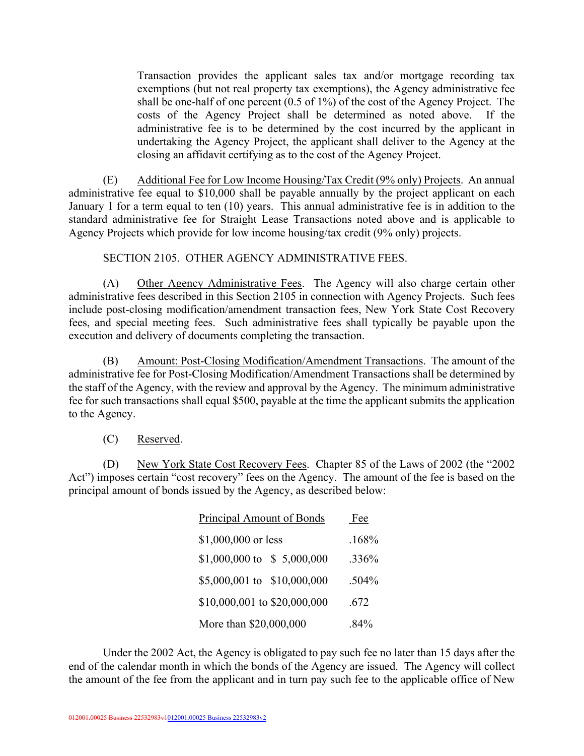Transaction provides the applicant sales tax and/or mortgage recording tax exemptions (but not real property tax exemptions), the Agency administrative fee shall be one-half of one percent (0.5 of 1%) of the cost of the Agency Project. The costs of the Agency Project shall be determined as noted above. If the administrative fee is to be determined by the cost incurred by the applicant in undertaking the Agency Project, the applicant shall deliver to the Agency at the closing an affidavit certifying as to the cost of the Agency Project.

(E) Additional Fee for Low Income Housing/Tax Credit (9% only) Projects. An annual administrative fee equal to $10,000 shall be payable annually by the project applicant on each January 1 for a term equal to ten (10) years. This annual administrative fee is in addition to the standard administrative fee for Straight Lease Transactions noted above and is applicable to Agency Projects which provide for low income housing/tax credit (9% only) projects.

SECTION 2105. OTHER AGENCY ADMINISTRATIVE FEES.

(A) Other Agency Administrative Fees. The Agency will also charge certain other administrative fees described in this Section 2105 in connection with Agency Projects. Such fees include post-closing modification/amendment transaction fees, New York State Cost Recovery fees, and special meeting fees. Such administrative fees shall typically be payable upon the execution and delivery of documents completing the transaction.

(B) Amount: Post-Closing Modification/Amendment Transactions. The amount of the administrative fee for Post-Closing Modification/Amendment Transactions shall be determined by the staff of the Agency, with the review and approval by the Agency. The minimum administrative fee for such transactions shall equal $500, payable at the time the applicant submits the application to the Agency.

(C) Reserved.

(D) New York State Cost Recovery Fees. Chapter 85 of the Laws of 2002 (the "2002 Act") imposes certain "cost recovery" fees on the Agency. The amount of the fee is based on the principal amount of bonds issued by the Agency, as described below:

| Principal Amount of Bonds | Fee |
|---|---|
| $1,000,000 or less | .168% |
| $1,000,000 to $ 5,000,000 | .336% |
| $5,000,001 to $10,000,000 | .504% |
| $10,000,001 to $20,000,000 | .672 |
| More than $20,000,000 | .84% |

Under the 2002 Act, the Agency is obligated to pay such fee no later than 15 days after the end of the calendar month in which the bonds of the Agency are issued. The Agency will collect the amount of the fee from the applicant and in turn pay such fee to the applicable office of New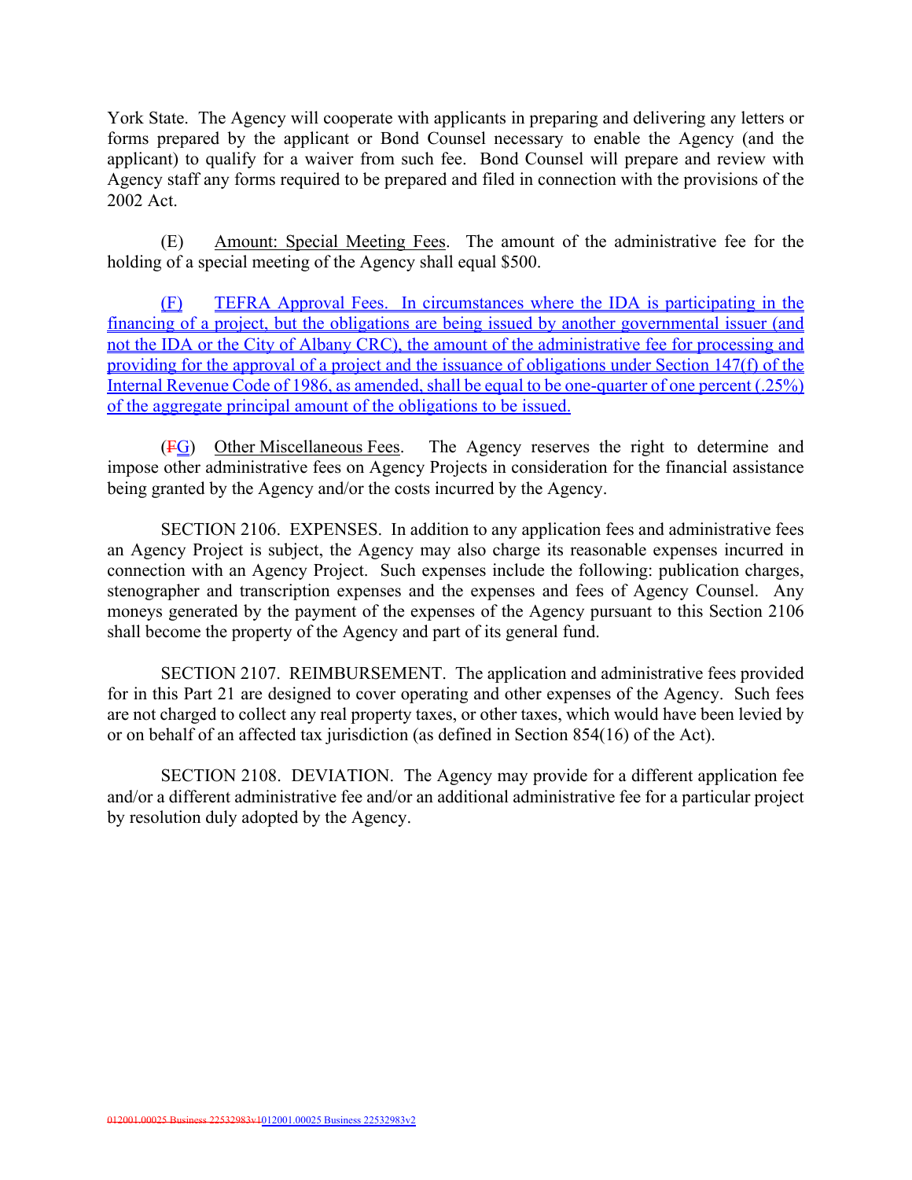York State. The Agency will cooperate with applicants in preparing and delivering any letters or forms prepared by the applicant or Bond Counsel necessary to enable the Agency (and the applicant) to qualify for a waiver from such fee. Bond Counsel will prepare and review with Agency staff any forms required to be prepared and filed in connection with the provisions of the 2002 Act.

(E) Amount: Special Meeting Fees. The amount of the administrative fee for the holding of a special meeting of the Agency shall equal $500.

(F) TEFRA Approval Fees. In circumstances where the IDA is participating in the financing of a project, but the obligations are being issued by another governmental issuer (and not the IDA or the City of Albany CRC), the amount of the administrative fee for processing and providing for the approval of a project and the issuance of obligations under Section 147(f) of the Internal Revenue Code of 1986, as amended, shall be equal to be one-quarter of one percent (.25%) of the aggregate principal amount of the obligations to be issued.

(~~F~~G) Other Miscellaneous Fees. The Agency reserves the right to determine and impose other administrative fees on Agency Projects in consideration for the financial assistance being granted by the Agency and/or the costs incurred by the Agency.

SECTION 2106. EXPENSES. In addition to any application fees and administrative fees an Agency Project is subject, the Agency may also charge its reasonable expenses incurred in connection with an Agency Project. Such expenses include the following: publication charges, stenographer and transcription expenses and the expenses and fees of Agency Counsel. Any moneys generated by the payment of the expenses of the Agency pursuant to this Section 2106 shall become the property of the Agency and part of its general fund.

SECTION 2107. REIMBURSEMENT. The application and administrative fees provided for in this Part 21 are designed to cover operating and other expenses of the Agency. Such fees are not charged to collect any real property taxes, or other taxes, which would have been levied by or on behalf of an affected tax jurisdiction (as defined in Section 854(16) of the Act).

SECTION 2108. DEVIATION. The Agency may provide for a different application fee and/or a different administrative fee and/or an additional administrative fee for a particular project by resolution duly adopted by the Agency.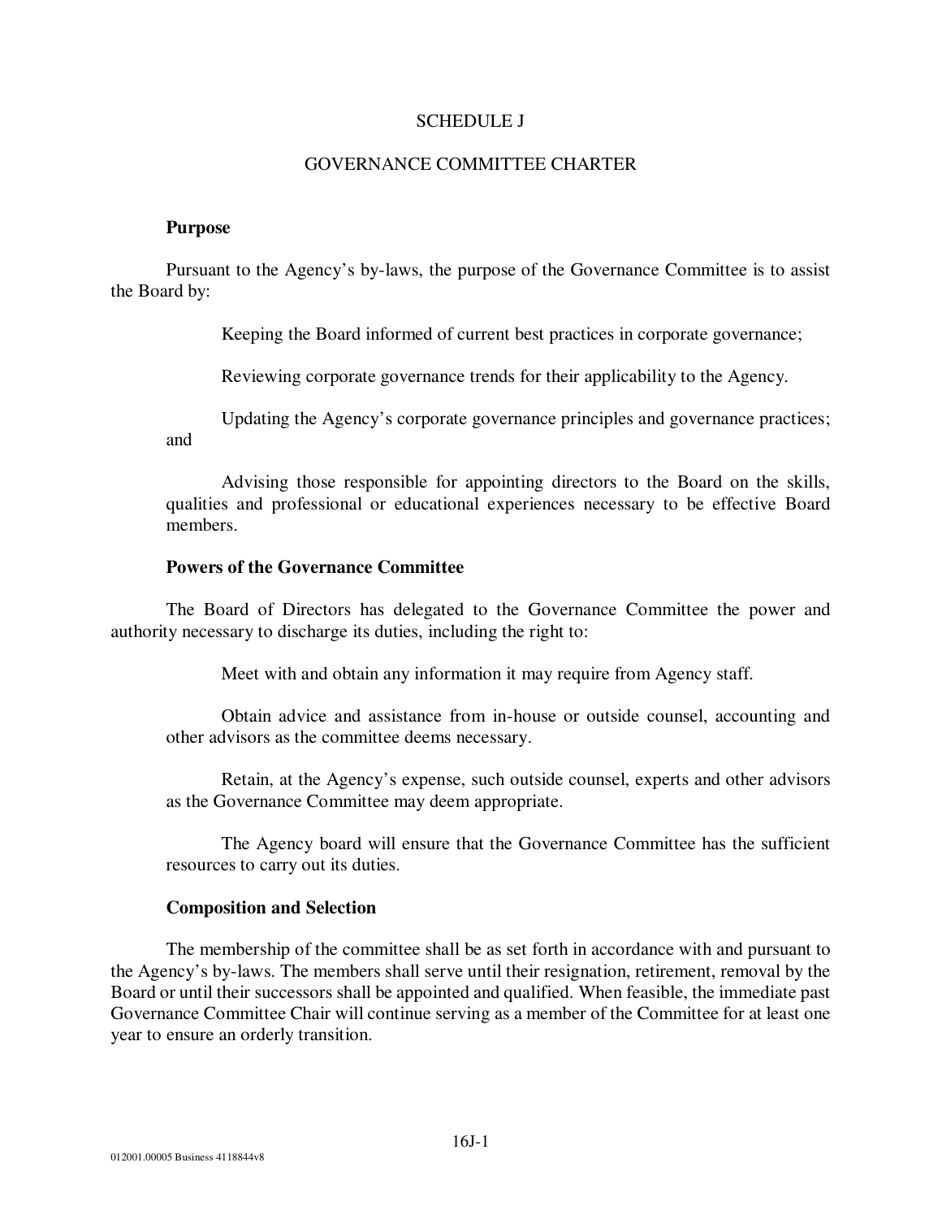SCHEDULE J

GOVERNANCE COMMITTEE CHARTER

**Purpose**

Pursuant to the Agency's by-laws, the purpose of the Governance Committee is to assist the Board by:

Keeping the Board informed of current best practices in corporate governance;

Reviewing corporate governance trends for their applicability to the Agency.

Updating the Agency's corporate governance principles and governance practices; and

Advising those responsible for appointing directors to the Board on the skills, qualities and professional or educational experiences necessary to be effective Board members.

**Powers of the Governance Committee**

The Board of Directors has delegated to the Governance Committee the power and authority necessary to discharge its duties, including the right to:

Meet with and obtain any information it may require from Agency staff.

Obtain advice and assistance from in-house or outside counsel, accounting and other advisors as the committee deems necessary.

Retain, at the Agency's expense, such outside counsel, experts and other advisors as the Governance Committee may deem appropriate.

The Agency board will ensure that the Governance Committee has the sufficient resources to carry out its duties.

**Composition and Selection**

The membership of the committee shall be as set forth in accordance with and pursuant to the Agency's by-laws. The members shall serve until their resignation, retirement, removal by the Board or until their successors shall be appointed and qualified. When feasible, the immediate past Governance Committee Chair will continue serving as a member of the Committee for at least one year to ensure an orderly transition.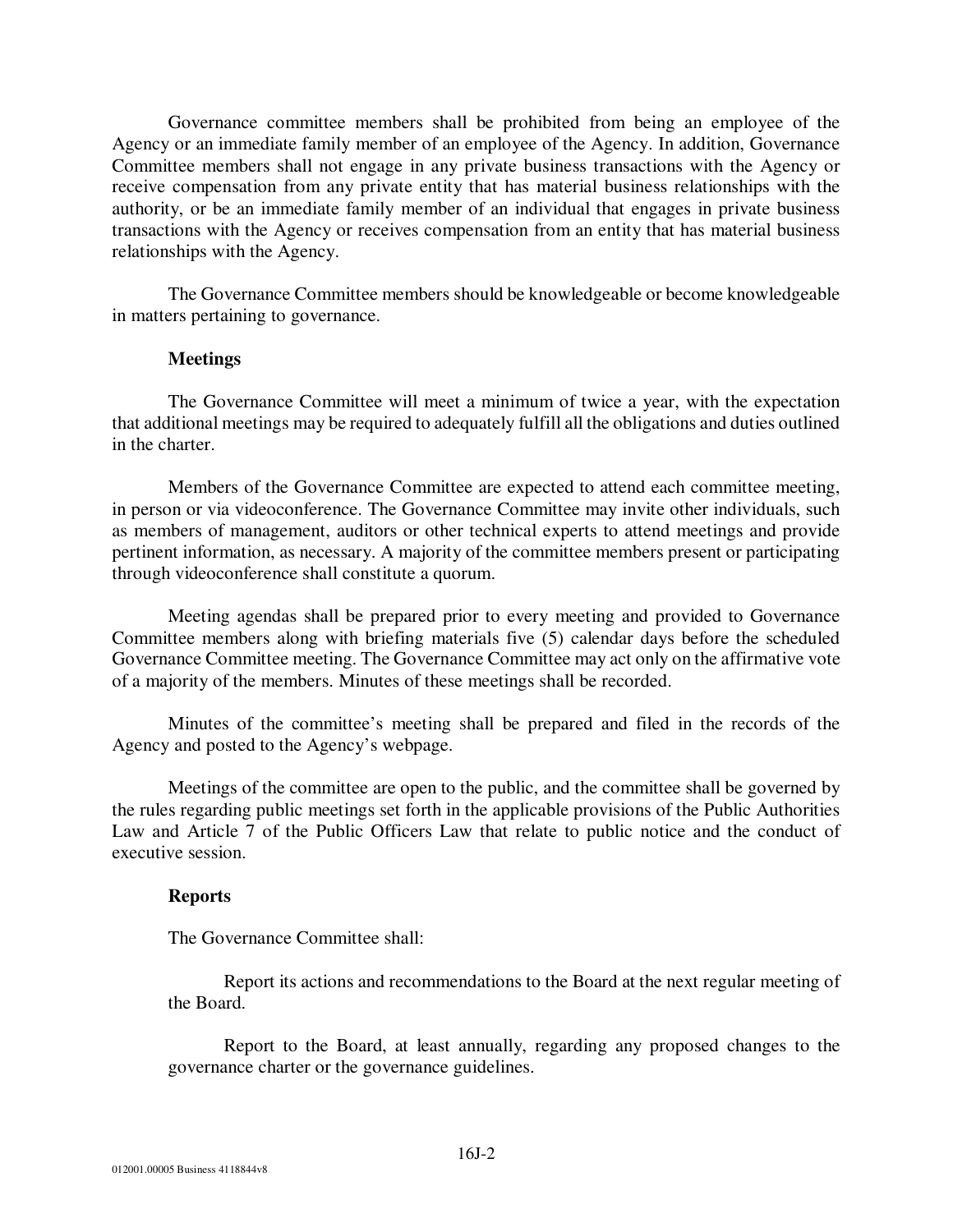Governance committee members shall be prohibited from being an employee of the Agency or an immediate family member of an employee of the Agency. In addition, Governance Committee members shall not engage in any private business transactions with the Agency or receive compensation from any private entity that has material business relationships with the authority, or be an immediate family member of an individual that engages in private business transactions with the Agency or receives compensation from an entity that has material business relationships with the Agency.

The Governance Committee members should be knowledgeable or become knowledgeable in matters pertaining to governance.

**Meetings**

The Governance Committee will meet a minimum of twice a year, with the expectation that additional meetings may be required to adequately fulfill all the obligations and duties outlined in the charter.

Members of the Governance Committee are expected to attend each committee meeting, in person or via videoconference. The Governance Committee may invite other individuals, such as members of management, auditors or other technical experts to attend meetings and provide pertinent information, as necessary. A majority of the committee members present or participating through videoconference shall constitute a quorum.

Meeting agendas shall be prepared prior to every meeting and provided to Governance Committee members along with briefing materials five (5) calendar days before the scheduled Governance Committee meeting. The Governance Committee may act only on the affirmative vote of a majority of the members. Minutes of these meetings shall be recorded.

Minutes of the committee's meeting shall be prepared and filed in the records of the Agency and posted to the Agency's webpage.

Meetings of the committee are open to the public, and the committee shall be governed by the rules regarding public meetings set forth in the applicable provisions of the Public Authorities Law and Article 7 of the Public Officers Law that relate to public notice and the conduct of executive session.

**Reports**

The Governance Committee shall:

Report its actions and recommendations to the Board at the next regular meeting of the Board.

Report to the Board, at least annually, regarding any proposed changes to the governance charter or the governance guidelines.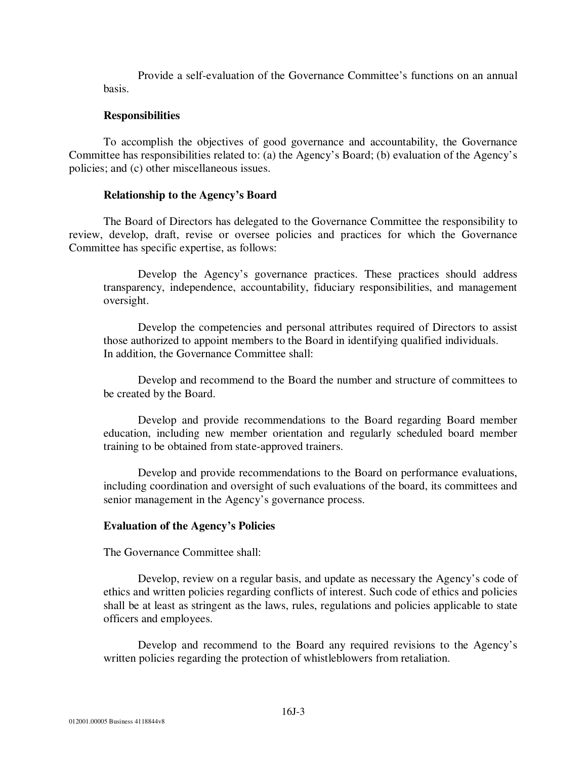Provide a self-evaluation of the Governance Committee's functions on an annual basis.

**Responsibilities**

To accomplish the objectives of good governance and accountability, the Governance Committee has responsibilities related to: (a) the Agency's Board; (b) evaluation of the Agency's policies; and (c) other miscellaneous issues.

**Relationship to the Agency's Board**

The Board of Directors has delegated to the Governance Committee the responsibility to review, develop, draft, revise or oversee policies and practices for which the Governance Committee has specific expertise, as follows:

Develop the Agency's governance practices. These practices should address transparency, independence, accountability, fiduciary responsibilities, and management oversight.

Develop the competencies and personal attributes required of Directors to assist those authorized to appoint members to the Board in identifying qualified individuals.
In addition, the Governance Committee shall:

Develop and recommend to the Board the number and structure of committees to be created by the Board.

Develop and provide recommendations to the Board regarding Board member education, including new member orientation and regularly scheduled board member training to be obtained from state-approved trainers.

Develop and provide recommendations to the Board on performance evaluations, including coordination and oversight of such evaluations of the board, its committees and senior management in the Agency's governance process.

**Evaluation of the Agency's Policies**

The Governance Committee shall:

Develop, review on a regular basis, and update as necessary the Agency's code of ethics and written policies regarding conflicts of interest. Such code of ethics and policies shall be at least as stringent as the laws, rules, regulations and policies applicable to state officers and employees.

Develop and recommend to the Board any required revisions to the Agency's written policies regarding the protection of whistleblowers from retaliation.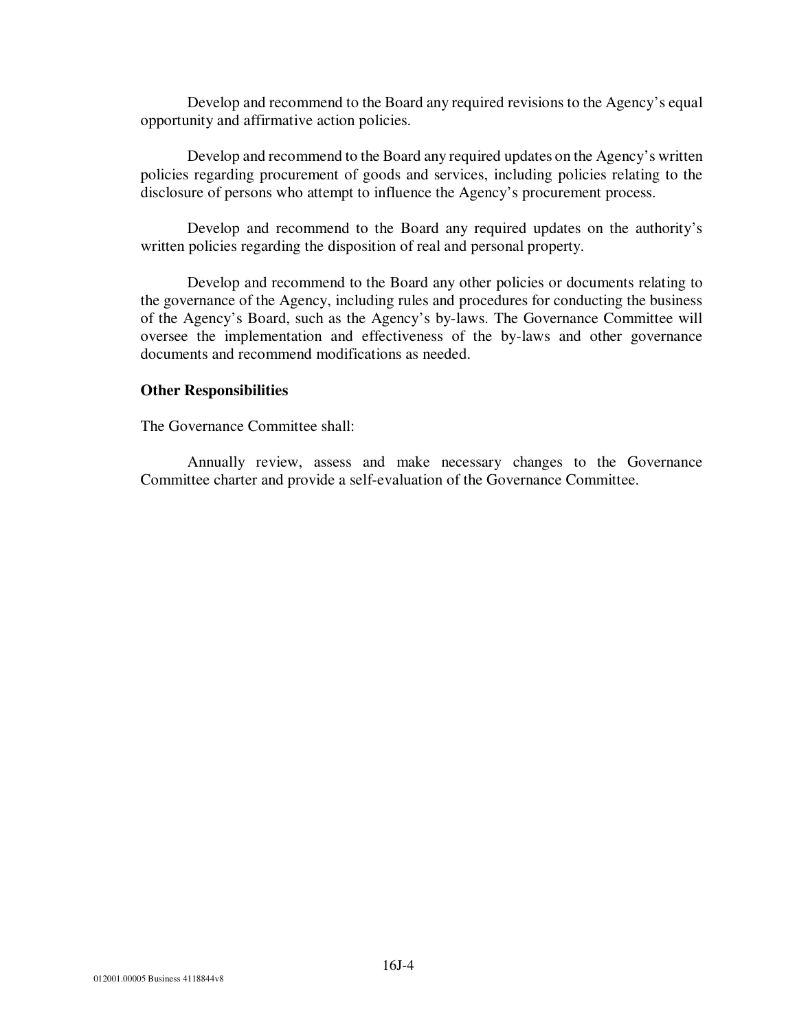Develop and recommend to the Board any required revisions to the Agency's equal opportunity and affirmative action policies.

Develop and recommend to the Board any required updates on the Agency's written policies regarding procurement of goods and services, including policies relating to the disclosure of persons who attempt to influence the Agency's procurement process.

Develop and recommend to the Board any required updates on the authority's written policies regarding the disposition of real and personal property.

Develop and recommend to the Board any other policies or documents relating to the governance of the Agency, including rules and procedures for conducting the business of the Agency's Board, such as the Agency's by-laws. The Governance Committee will oversee the implementation and effectiveness of the by-laws and other governance documents and recommend modifications as needed.

**Other Responsibilities**

The Governance Committee shall:

Annually review, assess and make necessary changes to the Governance Committee charter and provide a self-evaluation of the Governance Committee.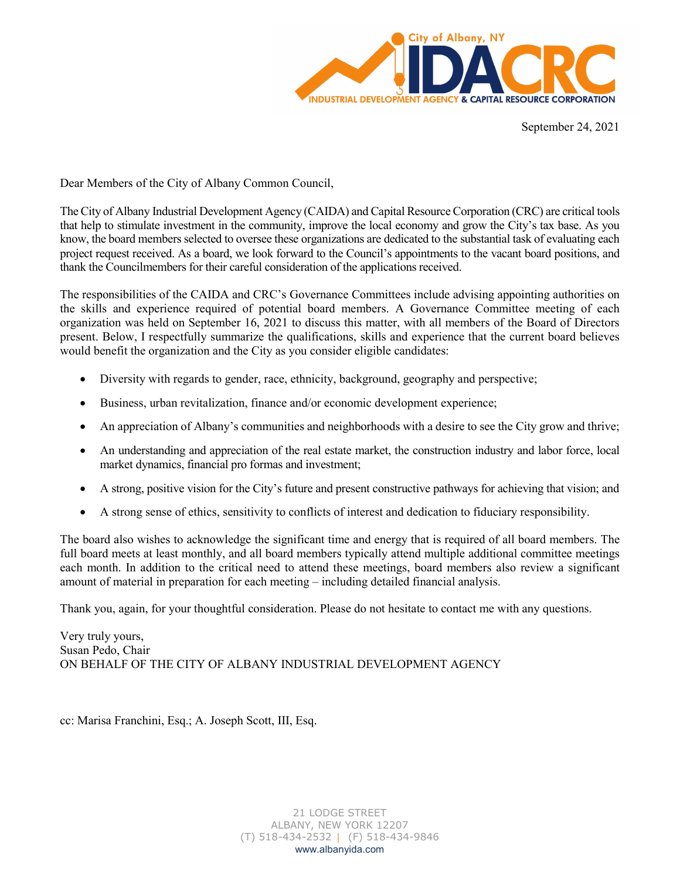City of Albany, NY
IDACRC
INDUSTRIAL DEVELOPMENT AGENCY & CAPITAL RESOURCE CORPORATION

September 24, 2021

Dear Members of the City of Albany Common Council,

The City of Albany Industrial Development Agency (CAIDA) and Capital Resource Corporation (CRC) are critical tools that help to stimulate investment in the community, improve the local economy and grow the City's tax base. As you know, the board members selected to oversee these organizations are dedicated to the substantial task of evaluating each project request received. As a board, we look forward to the Council's appointments to the vacant board positions, and thank the Councilmembers for their careful consideration of the applications received.

The responsibilities of the CAIDA and CRC's Governance Committees include advising appointing authorities on the skills and experience required of potential board members. A Governance Committee meeting of each organization was held on September 16, 2021 to discuss this matter, with all members of the Board of Directors present. Below, I respectfully summarize the qualifications, skills and experience that the current board believes would benefit the organization and the City as you consider eligible candidates:

- Diversity with regards to gender, race, ethnicity, background, geography and perspective;
- Business, urban revitalization, finance and/or economic development experience;
- An appreciation of Albany's communities and neighborhoods with a desire to see the City grow and thrive;
- An understanding and appreciation of the real estate market, the construction industry and labor force, local market dynamics, financial pro formas and investment;
- A strong, positive vision for the City's future and present constructive pathways for achieving that vision; and
- A strong sense of ethics, sensitivity to conflicts of interest and dedication to fiduciary responsibility.

The board also wishes to acknowledge the significant time and energy that is required of all board members. The full board meets at least monthly, and all board members typically attend multiple additional committee meetings each month. In addition to the critical need to attend these meetings, board members also review a significant amount of material in preparation for each meeting – including detailed financial analysis.

Thank you, again, for your thoughtful consideration. Please do not hesitate to contact me with any questions.

Very truly yours,
Susan Pedo, Chair
ON BEHALF OF THE CITY OF ALBANY INDUSTRIAL DEVELOPMENT AGENCY

cc: Marisa Franchini, Esq.; A. Joseph Scott, III, Esq.

21 LODGE STREET
ALBANY, NEW YORK 12207
(T) 518-434-2532 | (F) 518-434-9846
www.albanyida.com